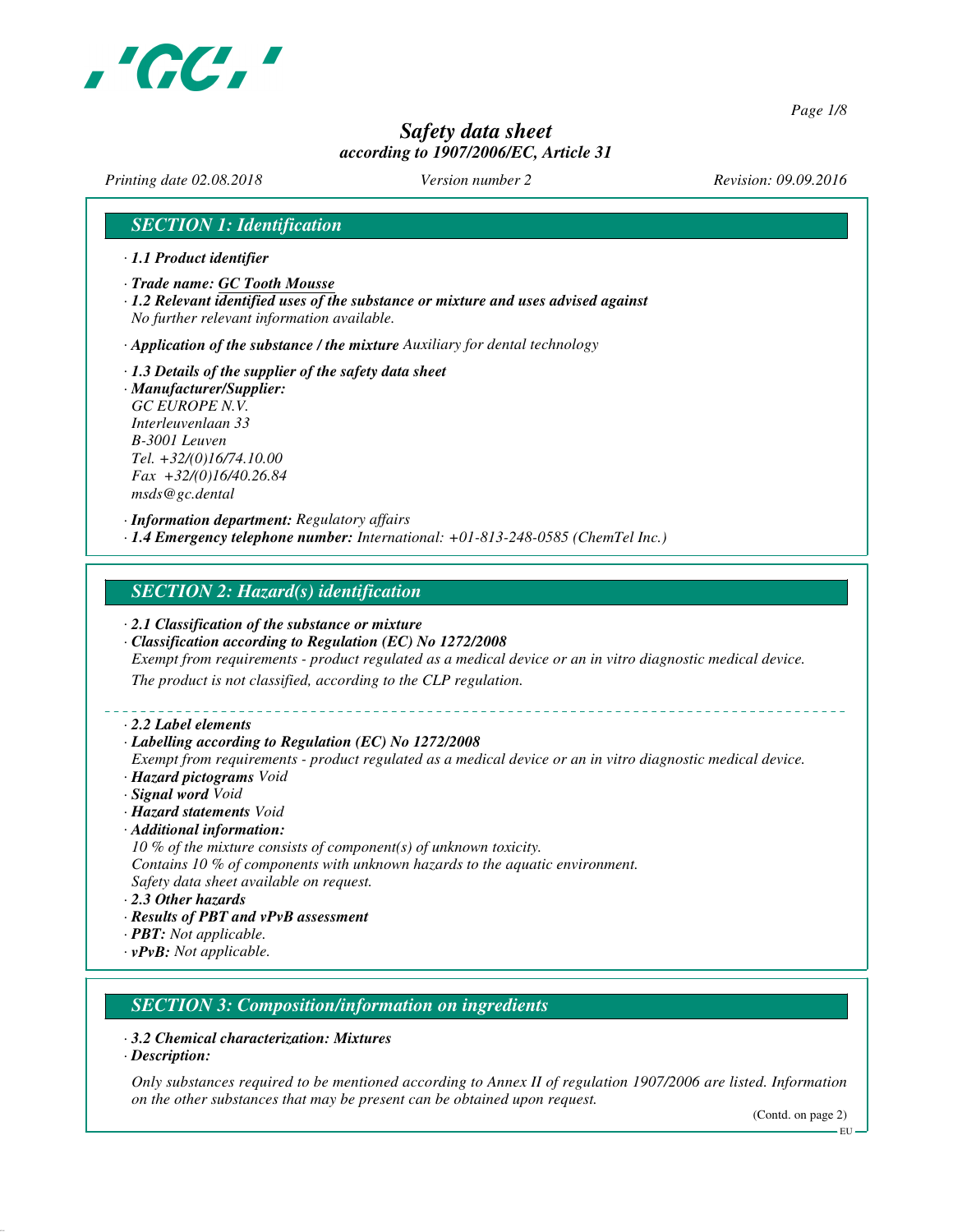# Safety data sheet
*according to 1907/2006/EC, Article 31*

*Printing date 02.08.2018* *Version number 2* *Revision: 09.09.2016*

## SECTION 1: Identification

· **1.1 Product identifier**

· **Trade name: GC Tooth Mousse**

· **1.2 Relevant identified uses of the substance or mixture and uses advised against**
No further relevant information available.

· **Application of the substance / the mixture** Auxiliary for dental technology

· **1.3 Details of the supplier of the safety data sheet**

· **Manufacturer/Supplier:**
GC EUROPE N.V.
Interleuvenlaan 33
B-3001 Leuven
Tel. +32/(0)16/74.10.00
Fax +32/(0)16/40.26.84
msds@gc.dental

· **Information department:** Regulatory affairs

· **1.4 Emergency telephone number:** International: +01-813-248-0585 (ChemTel Inc.)

## SECTION 2: Hazard(s) identification

· **2.1 Classification of the substance or mixture**

· **Classification according to Regulation (EC) No 1272/2008**
Exempt from requirements - product regulated as a medical device or an in vitro diagnostic medical device.
The product is not classified, according to the CLP regulation.

· **2.2 Label elements**

· **Labelling according to Regulation (EC) No 1272/2008**
Exempt from requirements - product regulated as a medical device or an in vitro diagnostic medical device.

· **Hazard pictograms** Void

· **Signal word** Void

· **Hazard statements** Void

· **Additional information:**
10 % of the mixture consists of component(s) of unknown toxicity.
Contains 10 % of components with unknown hazards to the aquatic environment.
Safety data sheet available on request.

· **2.3 Other hazards**

· **Results of PBT and vPvB assessment**

· **PBT:** Not applicable.

· **vPvB:** Not applicable.

## SECTION 3: Composition/information on ingredients

· **3.2 Chemical characterization: Mixtures**

· **Description:**

Only substances required to be mentioned according to Annex II of regulation 1907/2006 are listed. Information on the other substances that may be present can be obtained upon request.

(Contd. on page 2)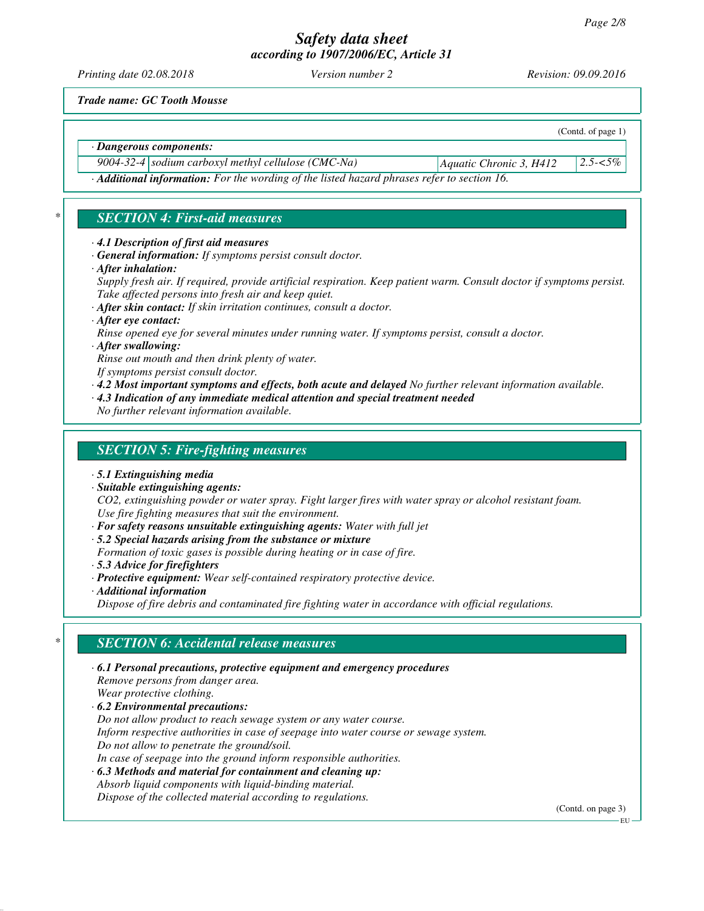*Trade name: GC Tooth Mousse*

(Contd. of page 1)

· **Dangerous components:**

| | | | |
|---|---|---|---|
| 9004-32-4 | sodium carboxyl methyl cellulose (CMC-Na) | Aquatic Chronic 3, H412 | 2.5-<5% |

· **Additional information:** For the wording of the listed hazard phrases refer to section 16.

## SECTION 4: First-aid measures

· **4.1 Description of first aid measures**
· **General information:** If symptoms persist consult doctor.
· **After inhalation:**
Supply fresh air. If required, provide artificial respiration. Keep patient warm. Consult doctor if symptoms persist.
Take affected persons into fresh air and keep quiet.
· **After skin contact:** If skin irritation continues, consult a doctor.
· **After eye contact:**
Rinse opened eye for several minutes under running water. If symptoms persist, consult a doctor.
· **After swallowing:**
Rinse out mouth and then drink plenty of water.
If symptoms persist consult doctor.
· **4.2 Most important symptoms and effects, both acute and delayed** No further relevant information available.
· **4.3 Indication of any immediate medical attention and special treatment needed**
No further relevant information available.

## SECTION 5: Fire-fighting measures

· **5.1 Extinguishing media**
· **Suitable extinguishing agents:**
CO2, extinguishing powder or water spray. Fight larger fires with water spray or alcohol resistant foam.
Use fire fighting measures that suit the environment.
· **For safety reasons unsuitable extinguishing agents:** Water with full jet
· **5.2 Special hazards arising from the substance or mixture**
Formation of toxic gases is possible during heating or in case of fire.
· **5.3 Advice for firefighters**
· **Protective equipment:** Wear self-contained respiratory protective device.
· **Additional information**
Dispose of fire debris and contaminated fire fighting water in accordance with official regulations.

## SECTION 6: Accidental release measures

· **6.1 Personal precautions, protective equipment and emergency procedures**
Remove persons from danger area.
Wear protective clothing.
· **6.2 Environmental precautions:**
Do not allow product to reach sewage system or any water course.
Inform respective authorities in case of seepage into water course or sewage system.
Do not allow to penetrate the ground/soil.
In case of seepage into the ground inform responsible authorities.
· **6.3 Methods and material for containment and cleaning up:**
Absorb liquid components with liquid-binding material.
Dispose of the collected material according to regulations.

(Contd. on page 3)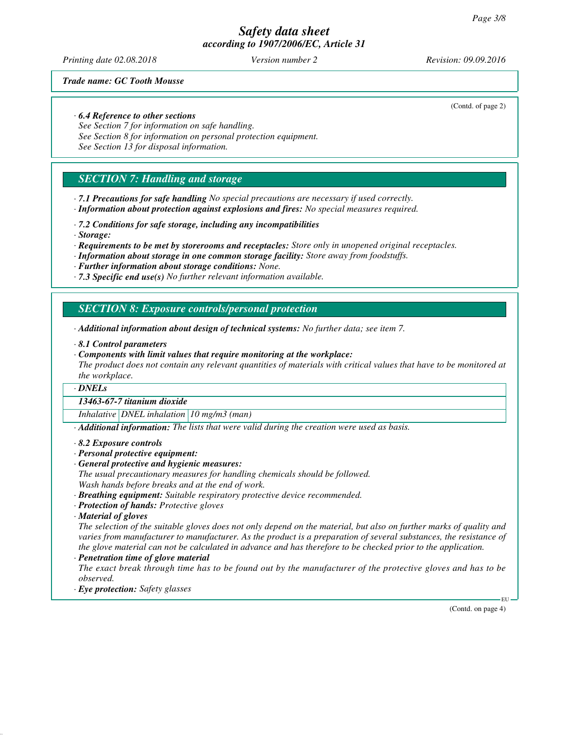(Contd. of page 2)

· **6.4 Reference to other sections**
See Section 7 for information on safe handling.
See Section 8 for information on personal protection equipment.
See Section 13 for disposal information.

## SECTION 7: Handling and storage

· **7.1 Precautions for safe handling** No special precautions are necessary if used correctly.
· **Information about protection against explosions and fires:** No special measures required.

· **7.2 Conditions for safe storage, including any incompatibilities**
· **Storage:**
· **Requirements to be met by storerooms and receptacles:** Store only in unopened original receptacles.
· **Information about storage in one common storage facility:** Store away from foodstuffs.
· **Further information about storage conditions:** None.
· **7.3 Specific end use(s)** No further relevant information available.

## SECTION 8: Exposure controls/personal protection

· **Additional information about design of technical systems:** No further data; see item 7.

· **8.1 Control parameters**
· **Components with limit values that require monitoring at the workplace:**
The product does not contain any relevant quantities of materials with critical values that have to be monitored at the workplace.

· **DNELs**

| **13463-67-7 titanium dioxide** | | |
|---|---|---|
| Inhalative | DNEL inhalation | 10 mg/m3 (man) |

· **Additional information:** The lists that were valid during the creation were used as basis.

· **8.2 Exposure controls**
· **Personal protective equipment:**
· **General protective and hygienic measures:**
The usual precautionary measures for handling chemicals should be followed.
Wash hands before breaks and at the end of work.
· **Breathing equipment:** Suitable respiratory protective device recommended.
· **Protection of hands:** Protective gloves
· **Material of gloves**
The selection of the suitable gloves does not only depend on the material, but also on further marks of quality and varies from manufacturer to manufacturer. As the product is a preparation of several substances, the resistance of the glove material can not be calculated in advance and has therefore to be checked prior to the application.
· **Penetration time of glove material**
The exact break through time has to be found out by the manufacturer of the protective gloves and has to be observed.
· **Eye protection:** Safety glasses

(Contd. on page 4)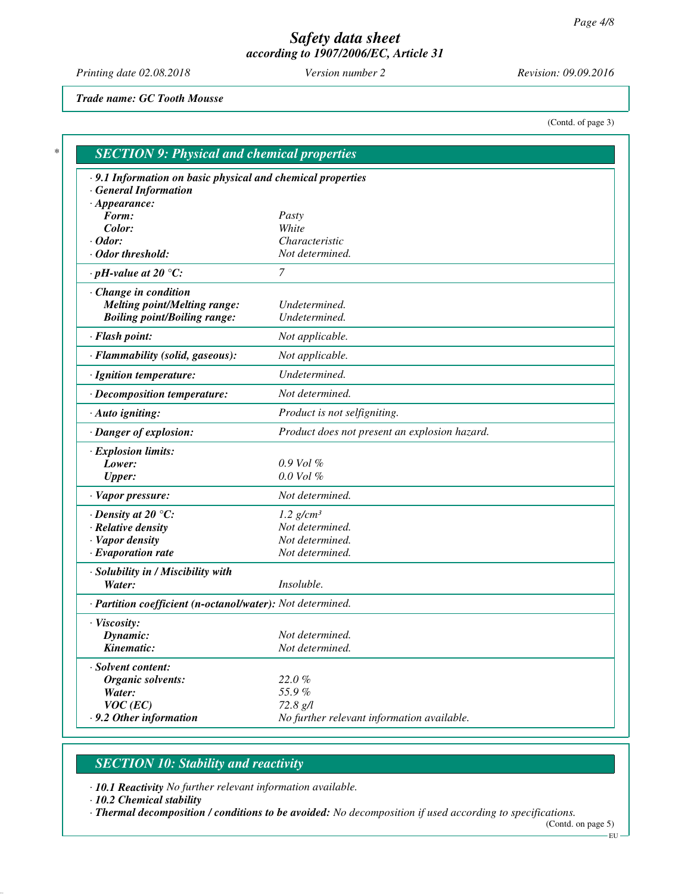*Trade name: GC Tooth Mousse*

(Contd. of page 3)

## SECTION 9: Physical and chemical properties

| | |
|---|---|
| **· 9.1 Information on basic physical and chemical properties** | |
| **· General Information** | |
| **· Appearance:** | |
| **Form:** | Pasty |
| **Color:** | White |
| **· Odor:** | Characteristic |
| **· Odor threshold:** | Not determined. |
| **· pH-value at 20 °C:** | 7 |
| **· Change in condition** | |
| **Melting point/Melting range:** | Undetermined. |
| **Boiling point/Boiling range:** | Undetermined. |
| **· Flash point:** | Not applicable. |
| **· Flammability (solid, gaseous):** | Not applicable. |
| **· Ignition temperature:** | Undetermined. |
| **· Decomposition temperature:** | Not determined. |
| **· Auto igniting:** | Product is not selfigniting. |
| **· Danger of explosion:** | Product does not present an explosion hazard. |
| **· Explosion limits:** | |
| **Lower:** | 0.9 Vol % |
| **Upper:** | 0.0 Vol % |
| **· Vapor pressure:** | Not determined. |
| **· Density at 20 °C:** | 1.2 g/cm³ |
| **· Relative density** | Not determined. |
| **· Vapor density** | Not determined. |
| **· Evaporation rate** | Not determined. |
| **· Solubility in / Miscibility with** | |
| **Water:** | Insoluble. |
| **· Partition coefficient (n-octanol/water):** | Not determined. |
| **· Viscosity:** | |
| **Dynamic:** | Not determined. |
| **Kinematic:** | Not determined. |
| **· Solvent content:** | |
| **Organic solvents:** | 22.0 % |
| **Water:** | 55.9 % |
| **VOC (EC)** | 72.8 g/l |
| **· 9.2 Other information** | No further relevant information available. |

## SECTION 10: Stability and reactivity

· **10.1 Reactivity** No further relevant information available.

· **10.2 Chemical stability**

· **Thermal decomposition / conditions to be avoided:** No decomposition if used according to specifications.

(Contd. on page 5)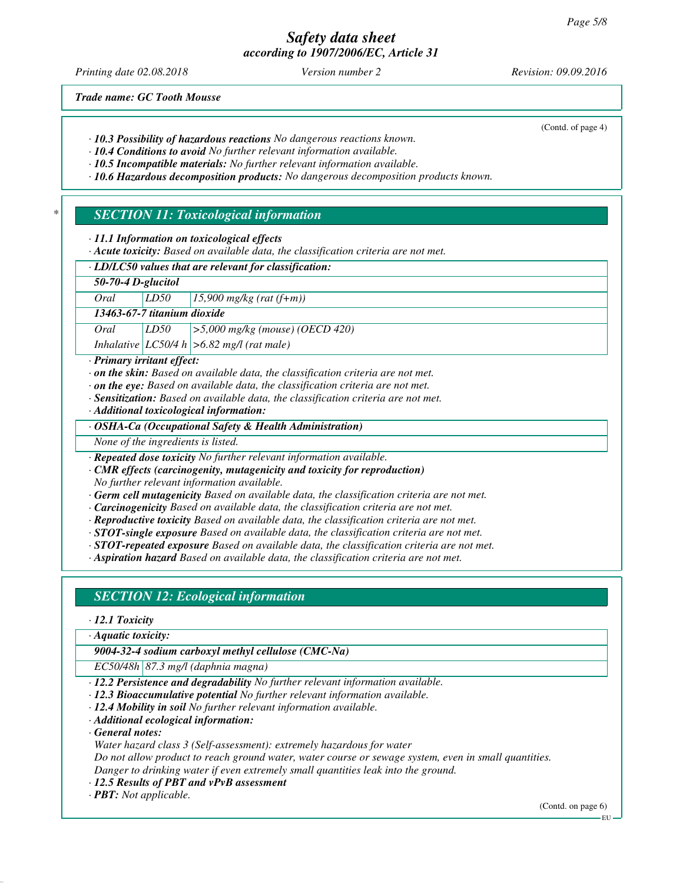*Trade name: GC Tooth Mousse*

(Contd. of page 4)

· **10.3 Possibility of hazardous reactions** No dangerous reactions known.
· **10.4 Conditions to avoid** No further relevant information available.
· **10.5 Incompatible materials:** No further relevant information available.
· **10.6 Hazardous decomposition products:** No dangerous decomposition products known.

\*

## SECTION 11: Toxicological information

· **11.1 Information on toxicological effects**
· **Acute toxicity:** Based on available data, the classification criteria are not met.

| · **LD/LC50 values that are relevant for classification:** | | |
|---|---|---|
| **50-70-4 D-glucitol** | | |
| Oral | LD50 | 15,900 mg/kg (rat (f+m)) |
| **13463-67-7 titanium dioxide** | | |
| Oral | LD50 | >5,000 mg/kg (mouse) (OECD 420) |
| Inhalative | LC50/4 h | >6.82 mg/l (rat male) |

· **Primary irritant effect:**
· **on the skin:** Based on available data, the classification criteria are not met.
· **on the eye:** Based on available data, the classification criteria are not met.
· **Sensitization:** Based on available data, the classification criteria are not met.
· **Additional toxicological information:**

| · **OSHA-Ca (Occupational Safety & Health Administration)** |
|---|
| None of the ingredients is listed. |

· **Repeated dose toxicity** No further relevant information available.
· **CMR effects (carcinogenity, mutagenicity and toxicity for reproduction)**
No further relevant information available.
· **Germ cell mutagenicity** Based on available data, the classification criteria are not met.
· **Carcinogenicity** Based on available data, the classification criteria are not met.
· **Reproductive toxicity** Based on available data, the classification criteria are not met.
· **STOT-single exposure** Based on available data, the classification criteria are not met.
· **STOT-repeated exposure** Based on available data, the classification criteria are not met.
· **Aspiration hazard** Based on available data, the classification criteria are not met.

## SECTION 12: Ecological information

· **12.1 Toxicity**

| · **Aquatic toxicity:** | |
|---|---|
| **9004-32-4 sodium carboxyl methyl cellulose (CMC-Na)** | |
| EC50/48h | 87.3 mg/l (daphnia magna) |

· **12.2 Persistence and degradability** No further relevant information available.
· **12.3 Bioaccumulative potential** No further relevant information available.
· **12.4 Mobility in soil** No further relevant information available.
· **Additional ecological information:**
· **General notes:**
Water hazard class 3 (Self-assessment): extremely hazardous for water
Do not allow product to reach ground water, water course or sewage system, even in small quantities.
Danger to drinking water if even extremely small quantities leak into the ground.
· **12.5 Results of PBT and vPvB assessment**
· **PBT:** Not applicable.

(Contd. on page 6)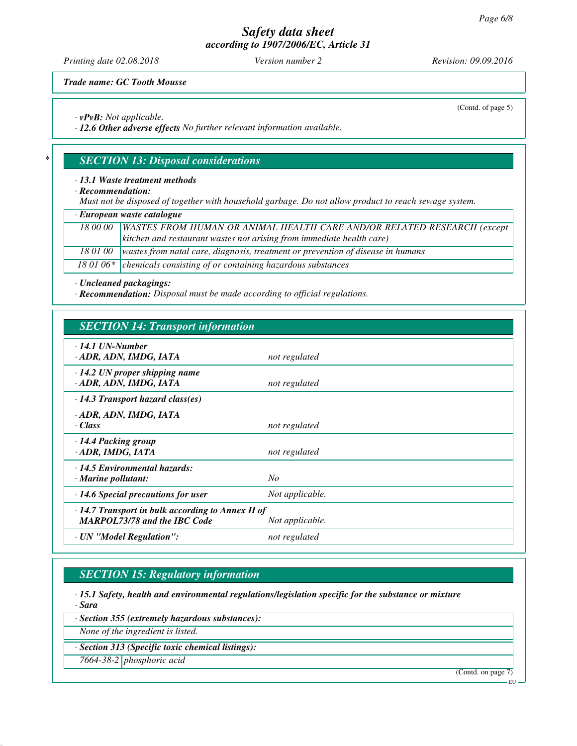Trade name: GC Tooth Mousse

(Contd. of page 5)

· **vPvB:** Not applicable.
· **12.6 Other adverse effects** No further relevant information available.

## * SECTION 13: Disposal considerations

· **13.1 Waste treatment methods**
· **Recommendation:**
Must not be disposed of together with household garbage. Do not allow product to reach sewage system.

| · European waste catalogue | |
|---|---|
| 18 00 00 | WASTES FROM HUMAN OR ANIMAL HEALTH CARE AND/OR RELATED RESEARCH (except kitchen and restaurant wastes not arising from immediate health care) |
| 18 01 00 | wastes from natal care, diagnosis, treatment or prevention of disease in humans |
| 18 01 06* | chemicals consisting of or containing hazardous substances |

· **Uncleaned packagings:**
· **Recommendation:** Disposal must be made according to official regulations.

## SECTION 14: Transport information

| | |
|---|---|
| · **14.1 UN-Number**<br>· **ADR, ADN, IMDG, IATA** | not regulated |
| · **14.2 UN proper shipping name**<br>· **ADR, ADN, IMDG, IATA** | not regulated |
| · **14.3 Transport hazard class(es)**<br>· **ADR, ADN, IMDG, IATA**<br>· **Class** | not regulated |
| · **14.4 Packing group**<br>· **ADR, IMDG, IATA** | not regulated |
| · **14.5 Environmental hazards:**<br>· **Marine pollutant:** | No |
| · **14.6 Special precautions for user** | Not applicable. |
| · **14.7 Transport in bulk according to Annex II of MARPOL73/78 and the IBC Code** | Not applicable. |
| · **UN "Model Regulation":** | not regulated |

## SECTION 15: Regulatory information

· **15.1 Safety, health and environmental regulations/legislation specific for the substance or mixture**
· **Sara**

| · Section 355 (extremely hazardous substances): |
|---|
| None of the ingredient is listed. |

| · Section 313 (Specific toxic chemical listings): | |
|---|---|
| 7664-38-2 | phosphoric acid |

(Contd. on page 7)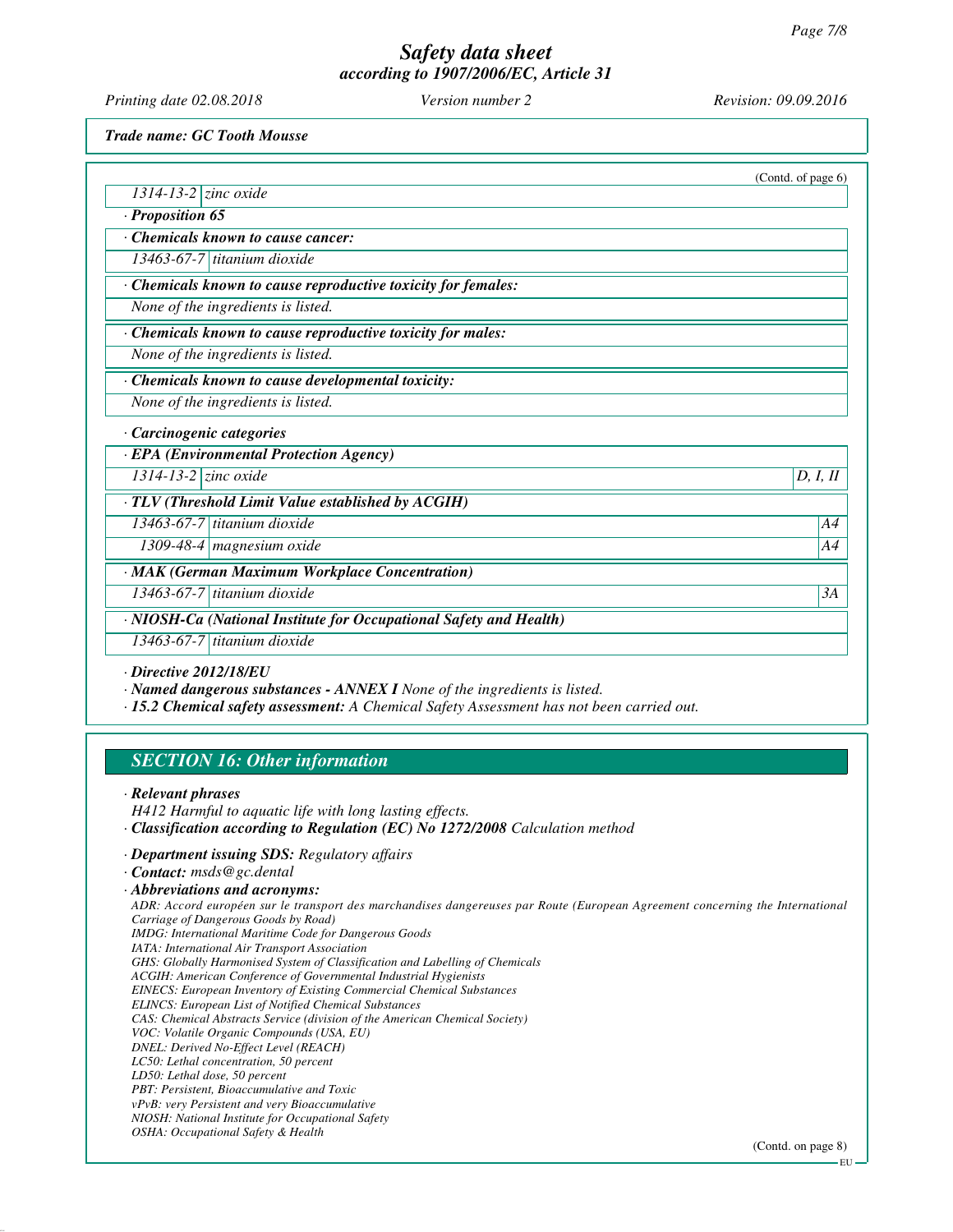(Contd. of page 6)

| 1314-13-2 | zinc oxide |
|---|---|

· **Proposition 65**

· **Chemicals known to cause cancer:**

| 13463-67-7 | titanium dioxide |
|---|---|

· **Chemicals known to cause reproductive toxicity for females:**

None of the ingredients is listed.

· **Chemicals known to cause reproductive toxicity for males:**

None of the ingredients is listed.

· **Chemicals known to cause developmental toxicity:**

None of the ingredients is listed.

· **Carcinogenic categories**

· **EPA (Environmental Protection Agency)**

| | | |
|---|---|---|
| 1314-13-2 | zinc oxide | D, I, II |

· **TLV (Threshold Limit Value established by ACGIH)**

| | | |
|---|---|---|
| 13463-67-7 | titanium dioxide | A4 |
| 1309-48-4 | magnesium oxide | A4 |

· **MAK (German Maximum Workplace Concentration)**

| | | |
|---|---|---|
| 13463-67-7 | titanium dioxide | 3A |

· **NIOSH-Ca (National Institute for Occupational Safety and Health)**

| 13463-67-7 | titanium dioxide |
|---|---|

· **Directive 2012/18/EU**

· **Named dangerous substances - ANNEX I** None of the ingredients is listed.

· **15.2 Chemical safety assessment:** A Chemical Safety Assessment has not been carried out.

## SECTION 16: Other information

· **Relevant phrases**

H412 Harmful to aquatic life with long lasting effects.

· **Classification according to Regulation (EC) No 1272/2008** Calculation method

· **Department issuing SDS:** Regulatory affairs

· **Contact:** msds@gc.dental

· **Abbreviations and acronyms:**

ADR: Accord européen sur le transport des marchandises dangereuses par Route (European Agreement concerning the International Carriage of Dangerous Goods by Road)
IMDG: International Maritime Code for Dangerous Goods
IATA: International Air Transport Association
GHS: Globally Harmonised System of Classification and Labelling of Chemicals
ACGIH: American Conference of Governmental Industrial Hygienists
EINECS: European Inventory of Existing Commercial Chemical Substances
ELINCS: European List of Notified Chemical Substances
CAS: Chemical Abstracts Service (division of the American Chemical Society)
VOC: Volatile Organic Compounds (USA, EU)
DNEL: Derived No-Effect Level (REACH)
LC50: Lethal concentration, 50 percent
LD50: Lethal dose, 50 percent
PBT: Persistent, Bioaccumulative and Toxic
vPvB: very Persistent and very Bioaccumulative
NIOSH: National Institute for Occupational Safety
OSHA: Occupational Safety & Health

(Contd. on page 8)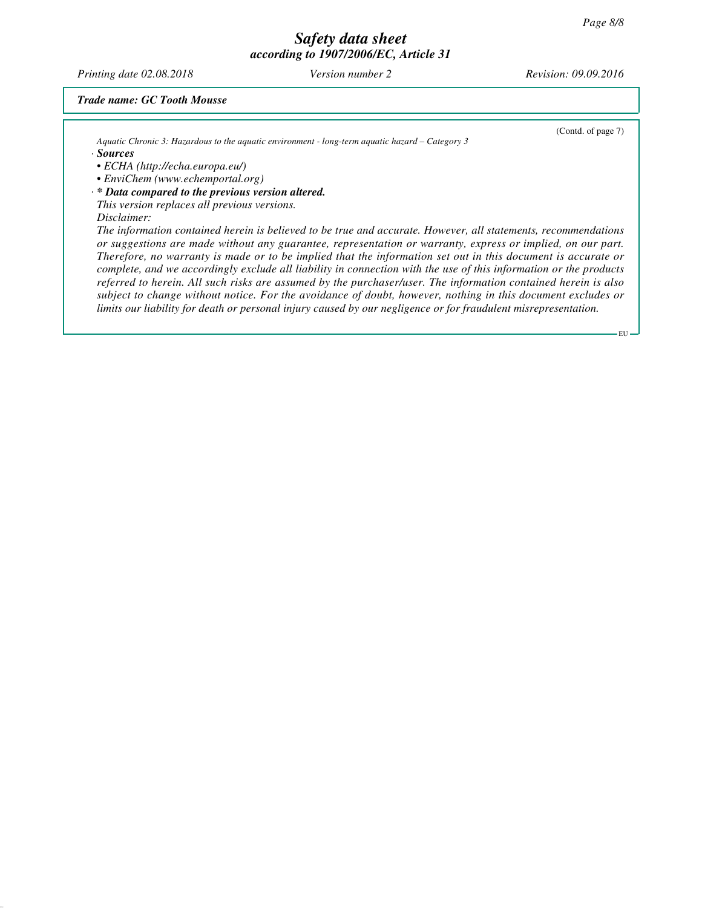(Contd. of page 7)

*Aquatic Chronic 3: Hazardous to the aquatic environment - long-term aquatic hazard – Category 3*

· ***Sources***

- *ECHA (http://echa.europa.eu/)*
- *EnviChem (www.echemportal.org)*

· ***\* Data compared to the previous version altered.***

*This version replaces all previous versions.*

*Disclaimer:*

*The information contained herein is believed to be true and accurate. However, all statements, recommendations or suggestions are made without any guarantee, representation or warranty, express or implied, on our part. Therefore, no warranty is made or to be implied that the information set out in this document is accurate or complete, and we accordingly exclude all liability in connection with the use of this information or the products referred to herein. All such risks are assumed by the purchaser/user. The information contained herein is also subject to change without notice. For the avoidance of doubt, however, nothing in this document excludes or limits our liability for death or personal injury caused by our negligence or for fraudulent misrepresentation.*

EU